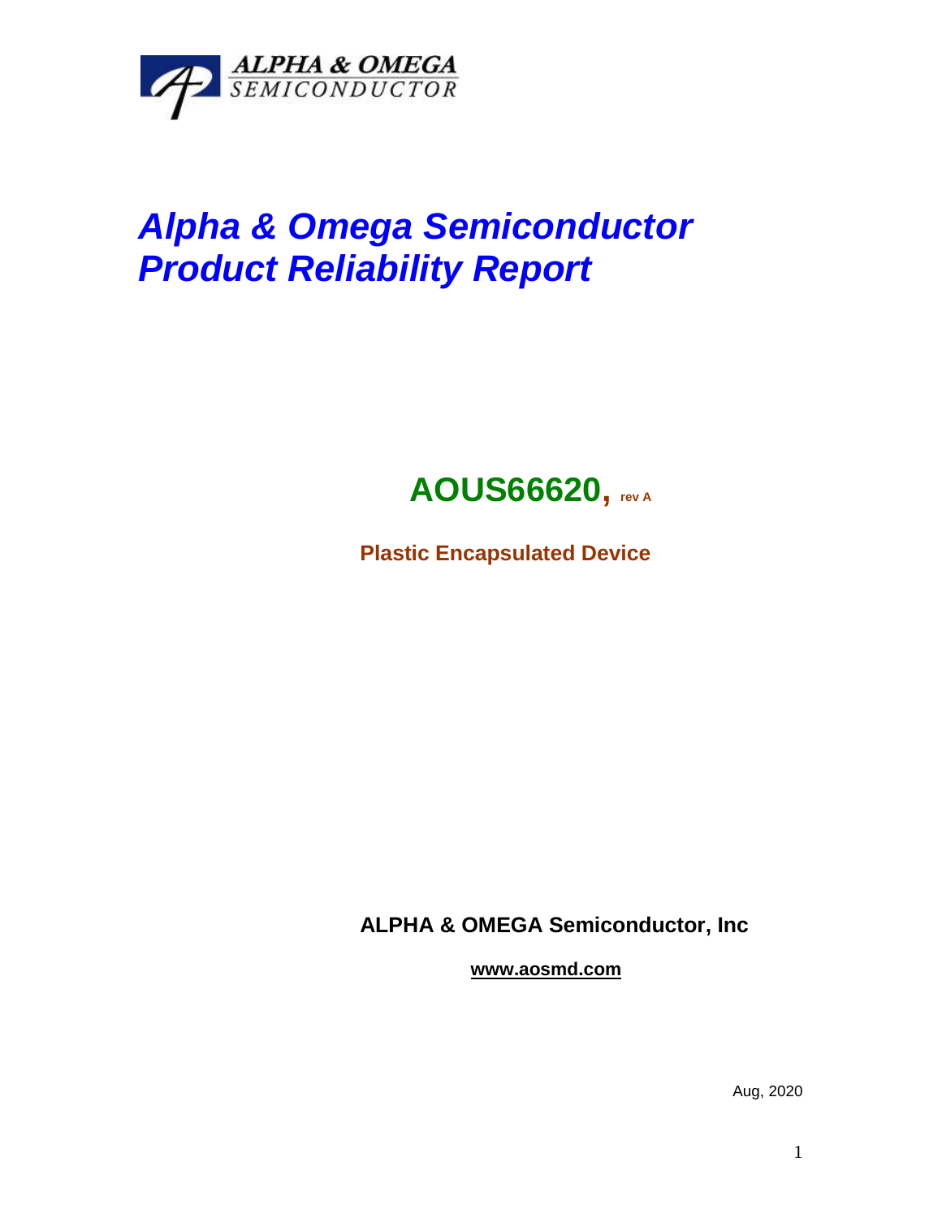ALPHA & OMEGA
SEMICONDUCTOR

# *Alpha & Omega Semiconductor Product Reliability Report*

## **AOUS66620,** rev A

**Plastic Encapsulated Device**

**ALPHA & OMEGA Semiconductor, Inc**

**www.aosmd.com**

Aug, 2020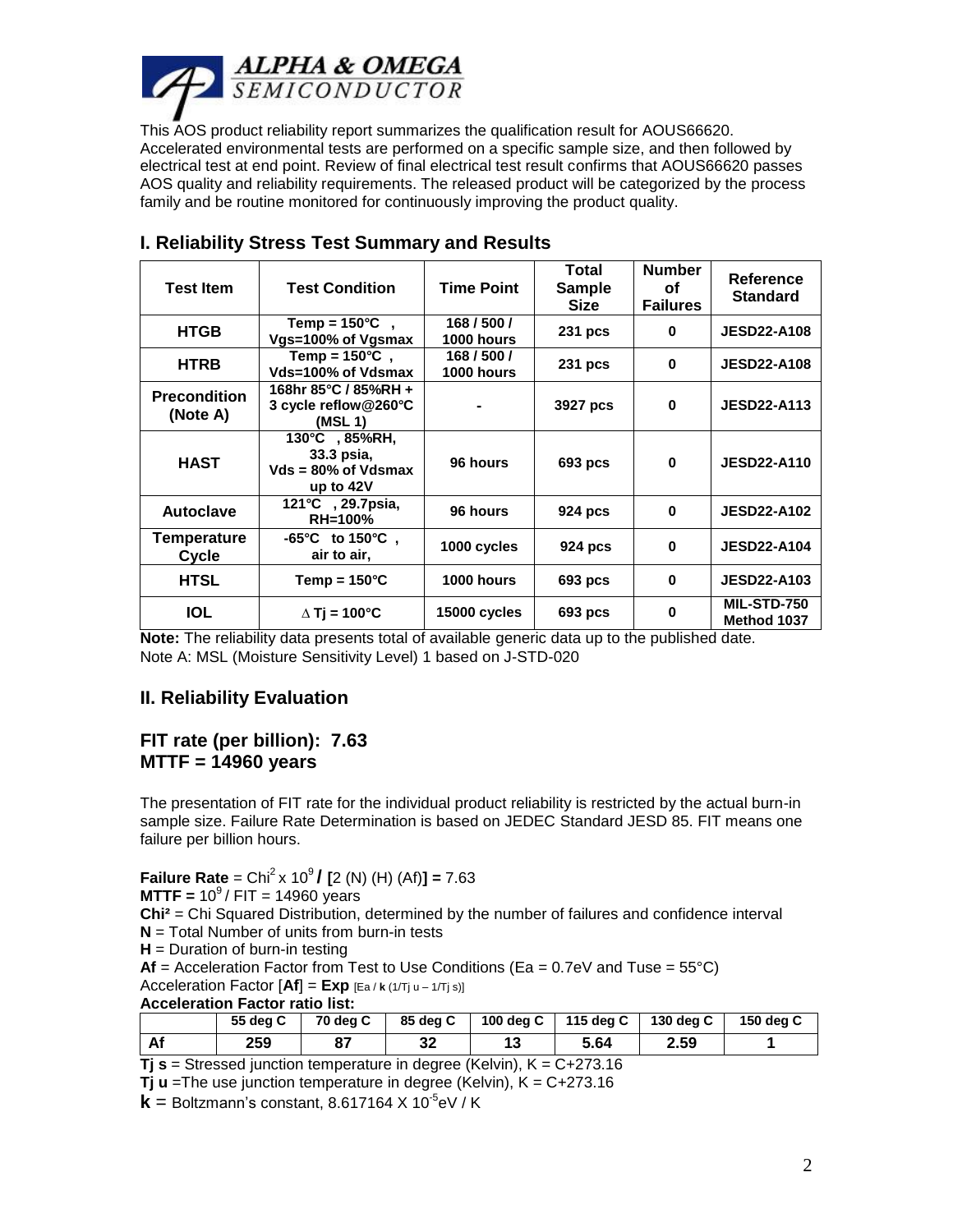This AOS product reliability report summarizes the qualification result for AOUS66620. Accelerated environmental tests are performed on a specific sample size, and then followed by electrical test at end point. Review of final electrical test result confirms that AOUS66620 passes AOS quality and reliability requirements. The released product will be categorized by the process family and be routine monitored for continuously improving the product quality.

## I. Reliability Stress Test Summary and Results

| Test Item | Test Condition | Time Point | Total Sample Size | Number of Failures | Reference Standard |
|---|---|---|---|---|---|
| **HTGB** | **Temp = 150°C , Vgs=100% of Vgsmax** | **168 / 500 / 1000 hours** | **231 pcs** | **0** | **JESD22-A108** |
| **HTRB** | **Temp = 150°C , Vds=100% of Vdsmax** | **168 / 500 / 1000 hours** | **231 pcs** | **0** | **JESD22-A108** |
| **Precondition (Note A)** | **168hr 85°C / 85%RH + 3 cycle reflow@260°C (MSL 1)** | **-** | **3927 pcs** | **0** | **JESD22-A113** |
| **HAST** | **130°C , 85%RH, 33.3 psia, Vds = 80% of Vdsmax up to 42V** | **96 hours** | **693 pcs** | **0** | **JESD22-A110** |
| **Autoclave** | **121°C , 29.7psia, RH=100%** | **96 hours** | **924 pcs** | **0** | **JESD22-A102** |
| **Temperature Cycle** | **-65°C to 150°C , air to air,** | **1000 cycles** | **924 pcs** | **0** | **JESD22-A104** |
| **HTSL** | **Temp = 150°C** | **1000 hours** | **693 pcs** | **0** | **JESD22-A103** |
| **IOL** | **$\Delta$ Tj = 100°C** | **15000 cycles** | **693 pcs** | **0** | **MIL-STD-750 Method 1037** |

**Note:** The reliability data presents total of available generic data up to the published date.
Note A: MSL (Moisture Sensitivity Level) 1 based on J-STD-020

## II. Reliability Evaluation

### FIT rate (per billion): 7.63
### MTTF = 14960 years

The presentation of FIT rate for the individual product reliability is restricted by the actual burn-in sample size. Failure Rate Determination is based on JEDEC Standard JESD 85. FIT means one failure per billion hours.

**Failure Rate** = $Chi^2 \times 10^9$ **/ [**2 (N) (H) (Af)**] =** 7.63

**MTTF =** $10^9$ / FIT = 14960 years

**Chi²** = Chi Squared Distribution, determined by the number of failures and confidence interval

**N** = Total Number of units from burn-in tests

**H** = Duration of burn-in testing

**Af** = Acceleration Factor from Test to Use Conditions (Ea = 0.7eV and Tuse = 55°C)

Acceleration Factor [**Af**] = **Exp** [Ea / **k** (1/Tj u – 1/Tj s)]

**Acceleration Factor ratio list:**

| | 55 deg C | 70 deg C | 85 deg C | 100 deg C | 115 deg C | 130 deg C | 150 deg C |
|---|---|---|---|---|---|---|---|
| **Af** | **259** | **87** | **32** | **13** | **5.64** | **2.59** | **1** |

**Tj s** = Stressed junction temperature in degree (Kelvin), K = C+273.16

**Tj u** =The use junction temperature in degree (Kelvin), K = C+273.16

**k** = Boltzmann's constant, $8.617164 \times 10^{-5}$eV / K